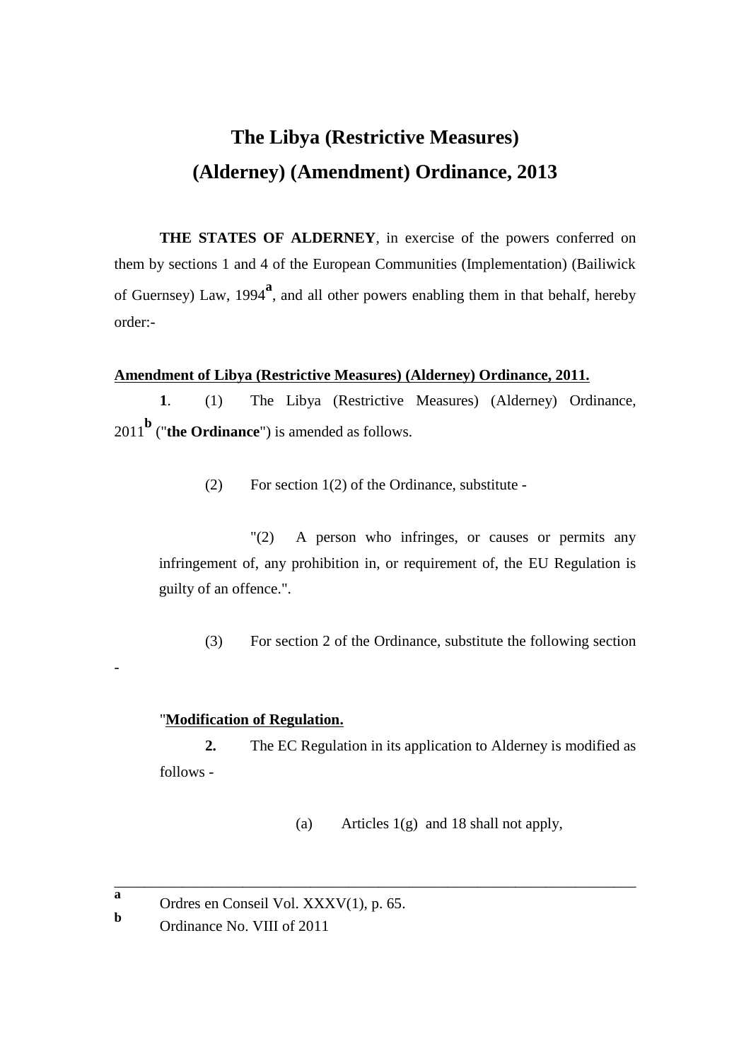# The Libya (Restrictive Measures) (Alderney) (Amendment) Ordinance, 2013

**THE STATES OF ALDERNEY**, in exercise of the powers conferred on them by sections 1 and 4 of the European Communities (Implementation) (Bailiwick of Guernsey) Law, 1994[a], and all other powers enabling them in that behalf, hereby order:-

**Amendment of Libya (Restrictive Measures) (Alderney) Ordinance, 2011.**

**1**. (1) The Libya (Restrictive Measures) (Alderney) Ordinance, 2011[b] ("**the Ordinance**") is amended as follows.

(2) For section 1(2) of the Ordinance, substitute -

"(2) A person who infringes, or causes or permits any infringement of, any prohibition in, or requirement of, the EU Regulation is guilty of an offence.".

(3) For section 2 of the Ordinance, substitute the following section -

"**Modification of Regulation.**

**2.** The EC Regulation in its application to Alderney is modified as follows -

(a) Articles 1(g) and 18 shall not apply,

---

[a] Ordres en Conseil Vol. XXXV(1), p. 65.

[b] Ordinance No. VIII of 2011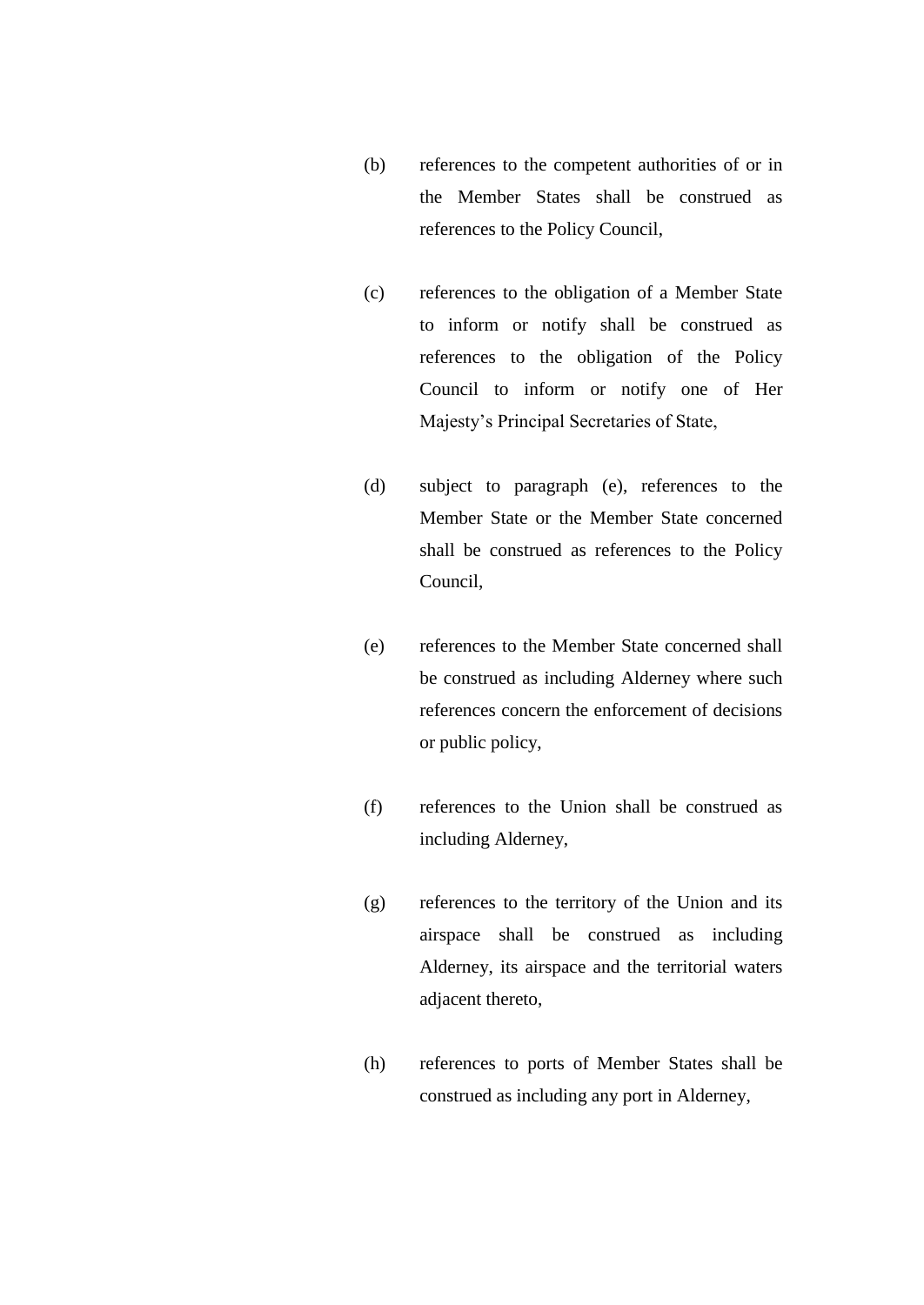(b) references to the competent authorities of or in the Member States shall be construed as references to the Policy Council,

(c) references to the obligation of a Member State to inform or notify shall be construed as references to the obligation of the Policy Council to inform or notify one of Her Majesty's Principal Secretaries of State,

(d) subject to paragraph (e), references to the Member State or the Member State concerned shall be construed as references to the Policy Council,

(e) references to the Member State concerned shall be construed as including Alderney where such references concern the enforcement of decisions or public policy,

(f) references to the Union shall be construed as including Alderney,

(g) references to the territory of the Union and its airspace shall be construed as including Alderney, its airspace and the territorial waters adjacent thereto,

(h) references to ports of Member States shall be construed as including any port in Alderney,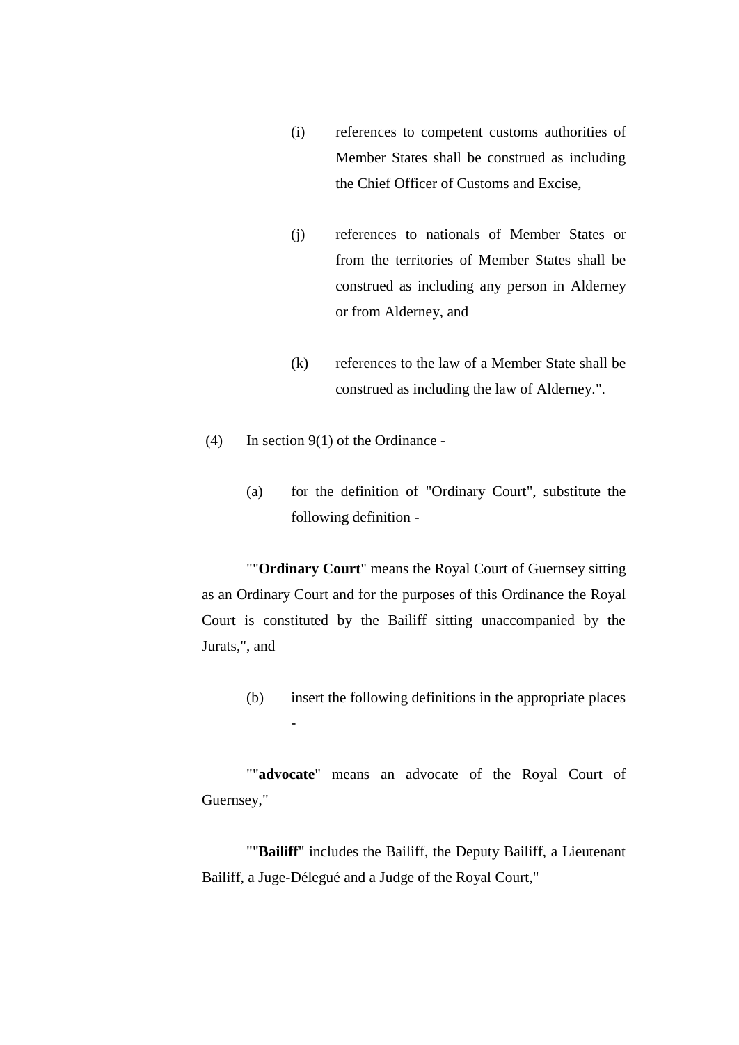(i) references to competent customs authorities of Member States shall be construed as including the Chief Officer of Customs and Excise,

(j) references to nationals of Member States or from the territories of Member States shall be construed as including any person in Alderney or from Alderney, and

(k) references to the law of a Member State shall be construed as including the law of Alderney.".

(4) In section 9(1) of the Ordinance -

(a) for the definition of "Ordinary Court", substitute the following definition -

""**Ordinary Court**" means the Royal Court of Guernsey sitting as an Ordinary Court and for the purposes of this Ordinance the Royal Court is constituted by the Bailiff sitting unaccompanied by the Jurats,", and

(b) insert the following definitions in the appropriate places -

""**advocate**" means an advocate of the Royal Court of Guernsey,"

""**Bailiff**" includes the Bailiff, the Deputy Bailiff, a Lieutenant Bailiff, a Juge-Délegué and a Judge of the Royal Court,"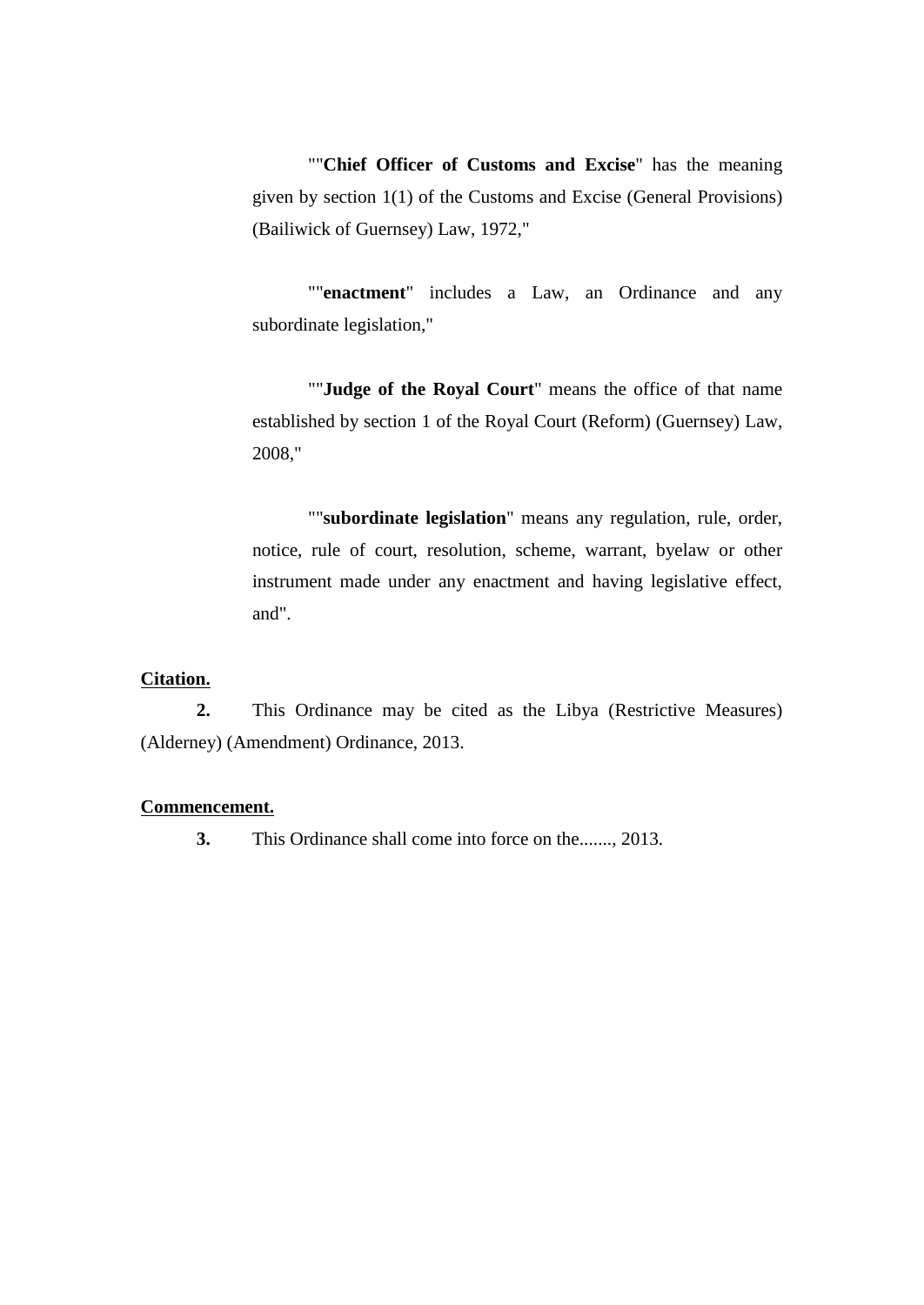""**Chief Officer of Customs and Excise**" has the meaning given by section 1(1) of the Customs and Excise (General Provisions) (Bailiwick of Guernsey) Law, 1972,"

""**enactment**" includes a Law, an Ordinance and any subordinate legislation,"

""**Judge of the Royal Court**" means the office of that name established by section 1 of the Royal Court (Reform) (Guernsey) Law, 2008,"

""**subordinate legislation**" means any regulation, rule, order, notice, rule of court, resolution, scheme, warrant, byelaw or other instrument made under any enactment and having legislative effect, and".

**Citation.**

**2.** This Ordinance may be cited as the Libya (Restrictive Measures) (Alderney) (Amendment) Ordinance, 2013.

**Commencement.**

**3.** This Ordinance shall come into force on the......., 2013.